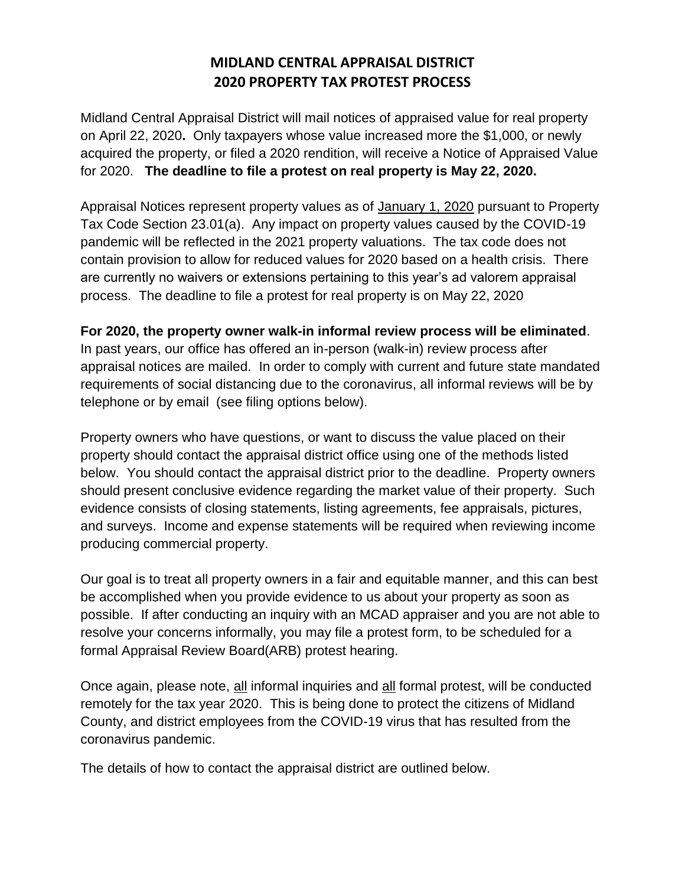# MIDLAND CENTRAL APPRAISAL DISTRICT
# 2020 PROPERTY TAX PROTEST PROCESS

Midland Central Appraisal District will mail notices of appraised value for real property on April 22, 2020**.** Only taxpayers whose value increased more the $1,000, or newly acquired the property, or filed a 2020 rendition, will receive a Notice of Appraised Value for 2020. **The deadline to file a protest on real property is May 22, 2020.**

Appraisal Notices represent property values as of January 1, 2020 pursuant to Property Tax Code Section 23.01(a). Any impact on property values caused by the COVID-19 pandemic will be reflected in the 2021 property valuations. The tax code does not contain provision to allow for reduced values for 2020 based on a health crisis. There are currently no waivers or extensions pertaining to this year's ad valorem appraisal process. The deadline to file a protest for real property is on May 22, 2020

**For 2020, the property owner walk-in informal review process will be eliminated**. In past years, our office has offered an in-person (walk-in) review process after appraisal notices are mailed. In order to comply with current and future state mandated requirements of social distancing due to the coronavirus, all informal reviews will be by telephone or by email (see filing options below).

Property owners who have questions, or want to discuss the value placed on their property should contact the appraisal district office using one of the methods listed below. You should contact the appraisal district prior to the deadline. Property owners should present conclusive evidence regarding the market value of their property. Such evidence consists of closing statements, listing agreements, fee appraisals, pictures, and surveys. Income and expense statements will be required when reviewing income producing commercial property.

Our goal is to treat all property owners in a fair and equitable manner, and this can best be accomplished when you provide evidence to us about your property as soon as possible. If after conducting an inquiry with an MCAD appraiser and you are not able to resolve your concerns informally, you may file a protest form, to be scheduled for a formal Appraisal Review Board(ARB) protest hearing.

Once again, please note, all informal inquiries and all formal protest, will be conducted remotely for the tax year 2020. This is being done to protect the citizens of Midland County, and district employees from the COVID-19 virus that has resulted from the coronavirus pandemic.

The details of how to contact the appraisal district are outlined below.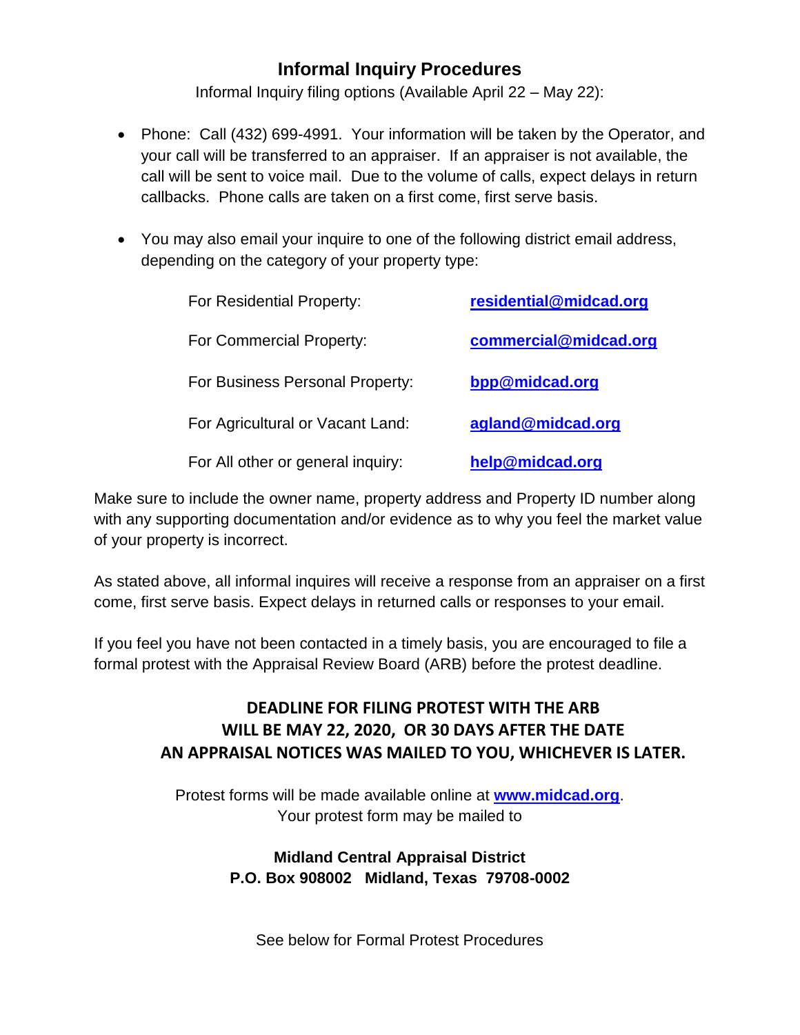## Informal Inquiry Procedures

Informal Inquiry filing options (Available April 22 – May 22):

- Phone: Call (432) 699-4991. Your information will be taken by the Operator, and your call will be transferred to an appraiser. If an appraiser is not available, the call will be sent to voice mail. Due to the volume of calls, expect delays in return callbacks. Phone calls are taken on a first come, first serve basis.

- You may also email your inquire to one of the following district email address, depending on the category of your property type:

| | |
|---|---|
| For Residential Property: | **residential@midcad.org** |
| For Commercial Property: | **commercial@midcad.org** |
| For Business Personal Property: | **bpp@midcad.org** |
| For Agricultural or Vacant Land: | **agland@midcad.org** |
| For All other or general inquiry: | **help@midcad.org** |

Make sure to include the owner name, property address and Property ID number along with any supporting documentation and/or evidence as to why you feel the market value of your property is incorrect.

As stated above, all informal inquires will receive a response from an appraiser on a first come, first serve basis. Expect delays in returned calls or responses to your email.

If you feel you have not been contacted in a timely basis, you are encouraged to file a formal protest with the Appraisal Review Board (ARB) before the protest deadline.

**DEADLINE FOR FILING PROTEST WITH THE ARB WILL BE MAY 22, 2020, OR 30 DAYS AFTER THE DATE AN APPRAISAL NOTICES WAS MAILED TO YOU, WHICHEVER IS LATER.**

Protest forms will be made available online at **www.midcad.org**.
Your protest form may be mailed to

**Midland Central Appraisal District**
**P.O. Box 908002 Midland, Texas 79708-0002**

See below for Formal Protest Procedures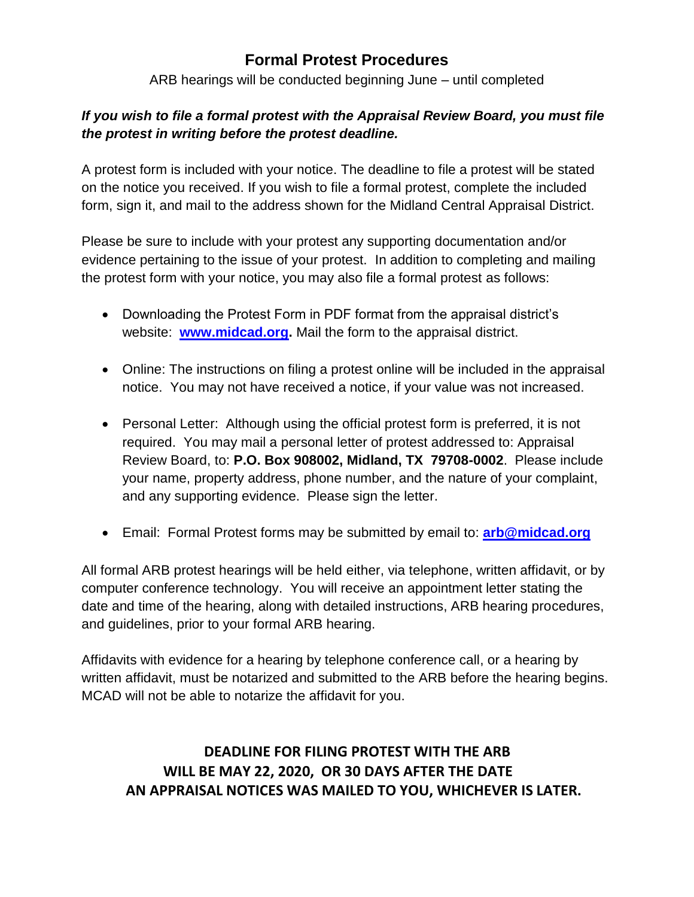# Formal Protest Procedures

ARB hearings will be conducted beginning June – until completed

***If you wish to file a formal protest with the Appraisal Review Board, you must file the protest in writing before the protest deadline.***

A protest form is included with your notice. The deadline to file a protest will be stated on the notice you received. If you wish to file a formal protest, complete the included form, sign it, and mail to the address shown for the Midland Central Appraisal District.

Please be sure to include with your protest any supporting documentation and/or evidence pertaining to the issue of your protest. In addition to completing and mailing the protest form with your notice, you may also file a formal protest as follows:

- Downloading the Protest Form in PDF format from the appraisal district's website: **www.midcad.org.** Mail the form to the appraisal district.
- Online: The instructions on filing a protest online will be included in the appraisal notice. You may not have received a notice, if your value was not increased.
- Personal Letter: Although using the official protest form is preferred, it is not required. You may mail a personal letter of protest addressed to: Appraisal Review Board, to: **P.O. Box 908002, Midland, TX 79708-0002**. Please include your name, property address, phone number, and the nature of your complaint, and any supporting evidence. Please sign the letter.
- Email: Formal Protest forms may be submitted by email to: **arb@midcad.org**

All formal ARB protest hearings will be held either, via telephone, written affidavit, or by computer conference technology. You will receive an appointment letter stating the date and time of the hearing, along with detailed instructions, ARB hearing procedures, and guidelines, prior to your formal ARB hearing.

Affidavits with evidence for a hearing by telephone conference call, or a hearing by written affidavit, must be notarized and submitted to the ARB before the hearing begins. MCAD will not be able to notarize the affidavit for you.

**DEADLINE FOR FILING PROTEST WITH THE ARB WILL BE MAY 22, 2020, OR 30 DAYS AFTER THE DATE AN APPRAISAL NOTICES WAS MAILED TO YOU, WHICHEVER IS LATER.**